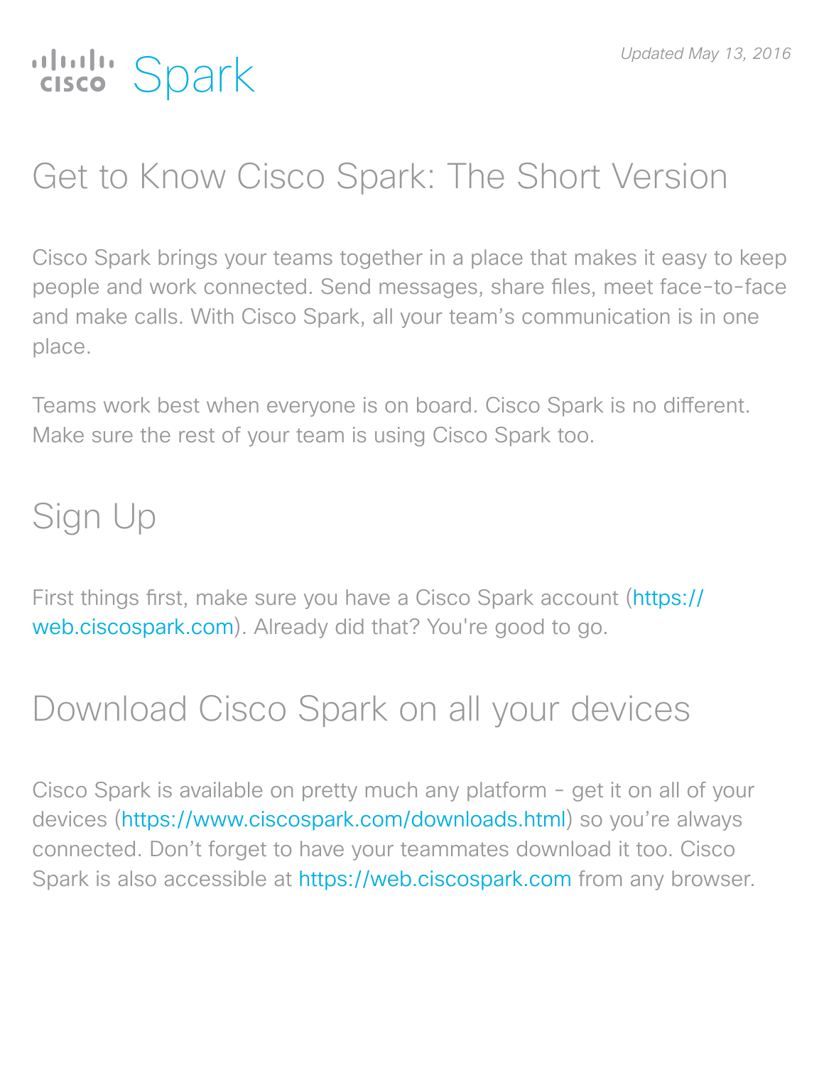Cisco Spark

*Updated May 13, 2016*

# Get to Know Cisco Spark: The Short Version

Cisco Spark brings your teams together in a place that makes it easy to keep people and work connected. Send messages, share files, meet face-to-face and make calls. With Cisco Spark, all your team's communication is in one place.

Teams work best when everyone is on board. Cisco Spark is no different. Make sure the rest of your team is using Cisco Spark too.

## Sign Up

First things first, make sure you have a Cisco Spark account (https://web.ciscospark.com). Already did that? You're good to go.

## Download Cisco Spark on all your devices

Cisco Spark is available on pretty much any platform - get it on all of your devices (https://www.ciscospark.com/downloads.html) so you're always connected. Don't forget to have your teammates download it too. Cisco Spark is also accessible at https://web.ciscospark.com from any browser.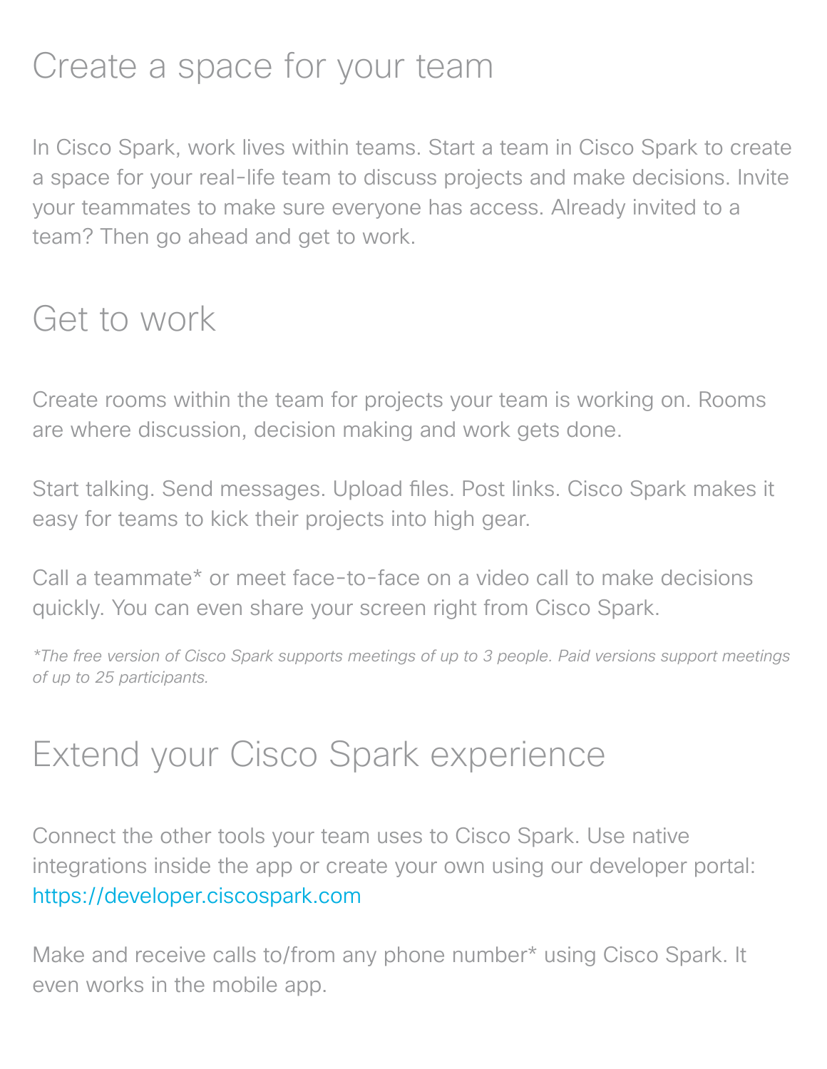## Create a space for your team

In Cisco Spark, work lives within teams. Start a team in Cisco Spark to create a space for your real-life team to discuss projects and make decisions. Invite your teammates to make sure everyone has access. Already invited to a team? Then go ahead and get to work.

## Get to work

Create rooms within the team for projects your team is working on. Rooms are where discussion, decision making and work gets done.

Start talking. Send messages. Upload files. Post links. Cisco Spark makes it easy for teams to kick their projects into high gear.

Call a teammate* or meet face-to-face on a video call to make decisions quickly. You can even share your screen right from Cisco Spark.

*\*The free version of Cisco Spark supports meetings of up to 3 people. Paid versions support meetings of up to 25 participants.*

## Extend your Cisco Spark experience

Connect the other tools your team uses to Cisco Spark. Use native integrations inside the app or create your own using our developer portal: https://developer.ciscospark.com

Make and receive calls to/from any phone number* using Cisco Spark. It even works in the mobile app.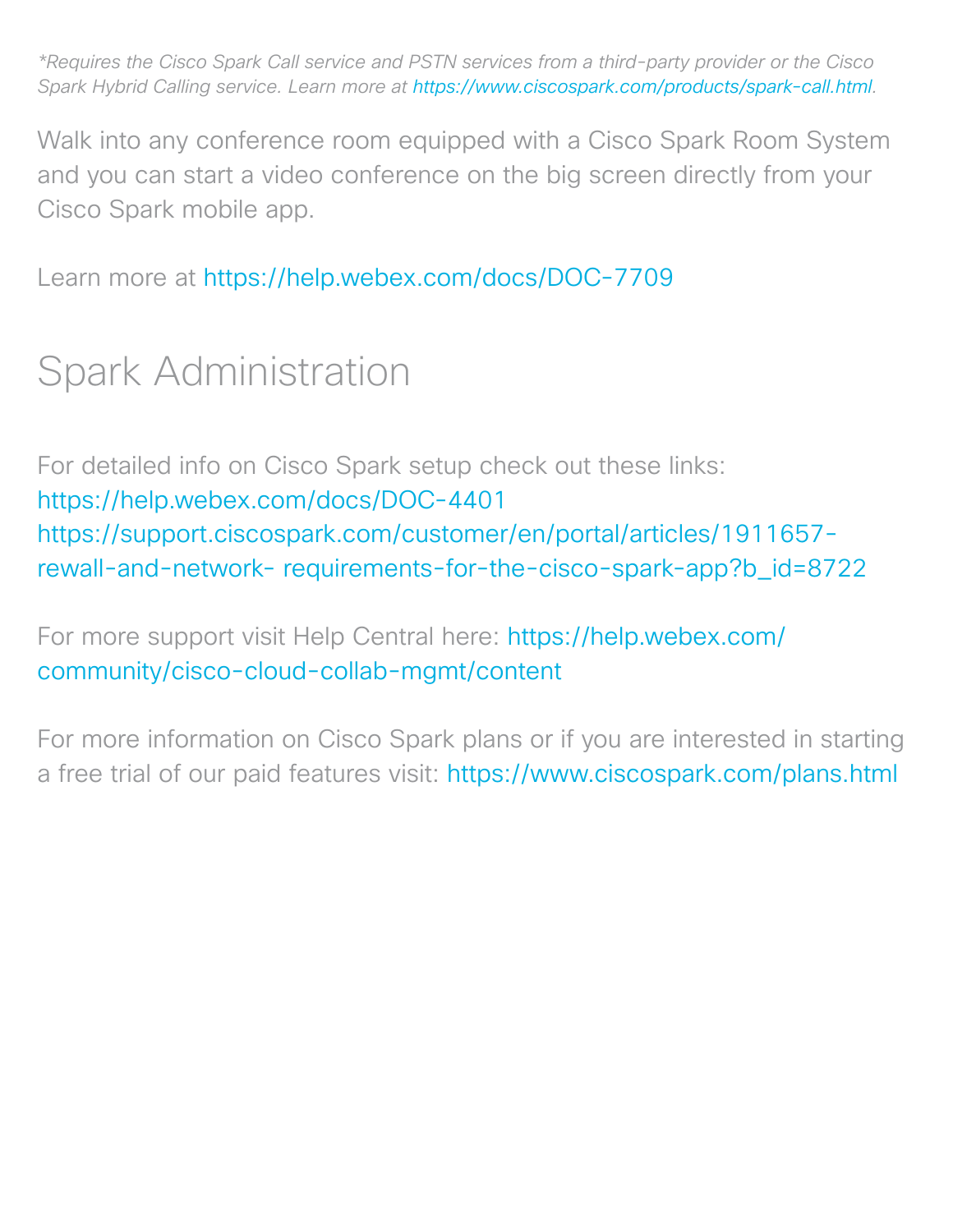*\*Requires the Cisco Spark Call service and PSTN services from a third-party provider or the Cisco Spark Hybrid Calling service. Learn more at https://www.ciscospark.com/products/spark-call.html.*

Walk into any conference room equipped with a Cisco Spark Room System and you can start a video conference on the big screen directly from your Cisco Spark mobile app.

Learn more at https://help.webex.com/docs/DOC-7709

# Spark Administration

For detailed info on Cisco Spark setup check out these links:
https://help.webex.com/docs/DOC-4401
https://support.ciscospark.com/customer/en/portal/articles/1911657-rewall-and-network- requirements-for-the-cisco-spark-app?b_id=8722

For more support visit Help Central here: https://help.webex.com/community/cisco-cloud-collab-mgmt/content

For more information on Cisco Spark plans or if you are interested in starting a free trial of our paid features visit: https://www.ciscospark.com/plans.html